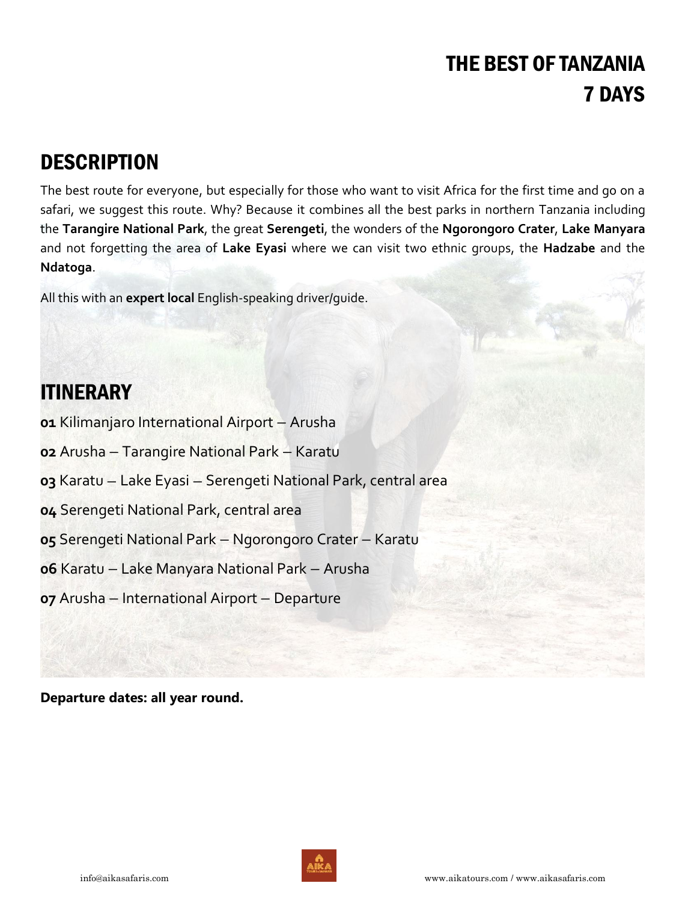# THE BEST OF TANZANIA
# 7 DAYS

## DESCRIPTION

The best route for everyone, but especially for those who want to visit Africa for the first time and go on a safari, we suggest this route. Why? Because it combines all the best parks in northern Tanzania including the **Tarangire National Park**, the great **Serengeti**, the wonders of the **Ngorongoro Crater**, **Lake Manyara** and not forgetting the area of **Lake Eyasi** where we can visit two ethnic groups, the **Hadzabe** and the **Ndatoga**.

All this with an **expert local** English-speaking driver/guide.

## ITINERARY

**01** Kilimanjaro International Airport – Arusha

**02** Arusha – Tarangire National Park – Karatu

**03** Karatu – Lake Eyasi – Serengeti National Park, central area

**04** Serengeti National Park, central area

**05** Serengeti National Park – Ngorongoro Crater – Karatu

**06** Karatu – Lake Manyara National Park – Arusha

**07** Arusha – International Airport – Departure

**Departure dates: all year round.**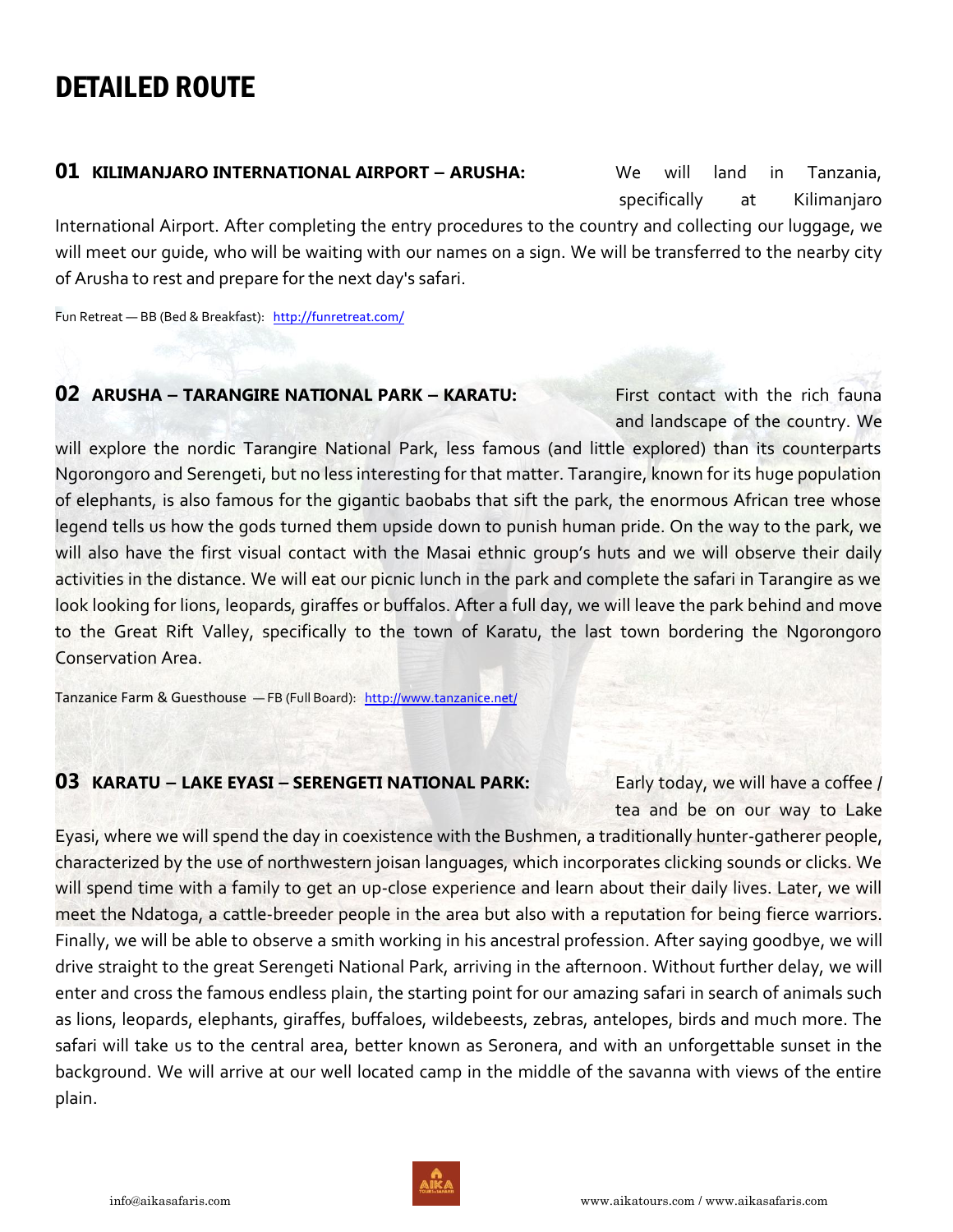# DETAILED ROUTE

**01 KILIMANJARO INTERNATIONAL AIRPORT – ARUSHA:** We will land in Tanzania, specifically at Kilimanjaro International Airport. After completing the entry procedures to the country and collecting our luggage, we will meet our guide, who will be waiting with our names on a sign. We will be transferred to the nearby city of Arusha to rest and prepare for the next day's safari.

Fun Retreat — BB (Bed & Breakfast): http://funretreat.com/

**02 ARUSHA – TARANGIRE NATIONAL PARK – KARATU:** First contact with the rich fauna and landscape of the country. We will explore the nordic Tarangire National Park, less famous (and little explored) than its counterparts Ngorongoro and Serengeti, but no less interesting for that matter. Tarangire, known for its huge population of elephants, is also famous for the gigantic baobabs that sift the park, the enormous African tree whose legend tells us how the gods turned them upside down to punish human pride. On the way to the park, we will also have the first visual contact with the Masai ethnic group's huts and we will observe their daily activities in the distance. We will eat our picnic lunch in the park and complete the safari in Tarangire as we look looking for lions, leopards, giraffes or buffalos. After a full day, we will leave the park behind and move to the Great Rift Valley, specifically to the town of Karatu, the last town bordering the Ngorongoro Conservation Area.

Tanzanice Farm & Guesthouse — FB (Full Board): http://www.tanzanice.net/

**03 KARATU – LAKE EYASI – SERENGETI NATIONAL PARK:** Early today, we will have a coffee / tea and be on our way to Lake Eyasi, where we will spend the day in coexistence with the Bushmen, a traditionally hunter-gatherer people, characterized by the use of northwestern joisan languages, which incorporates clicking sounds or clicks. We will spend time with a family to get an up-close experience and learn about their daily lives. Later, we will meet the Ndatoga, a cattle-breeder people in the area but also with a reputation for being fierce warriors. Finally, we will be able to observe a smith working in his ancestral profession. After saying goodbye, we will drive straight to the great Serengeti National Park, arriving in the afternoon. Without further delay, we will enter and cross the famous endless plain, the starting point for our amazing safari in search of animals such as lions, leopards, elephants, giraffes, buffaloes, wildebeests, zebras, antelopes, birds and much more. The safari will take us to the central area, better known as Seronera, and with an unforgettable sunset in the background. We will arrive at our well located camp in the middle of the savanna with views of the entire plain.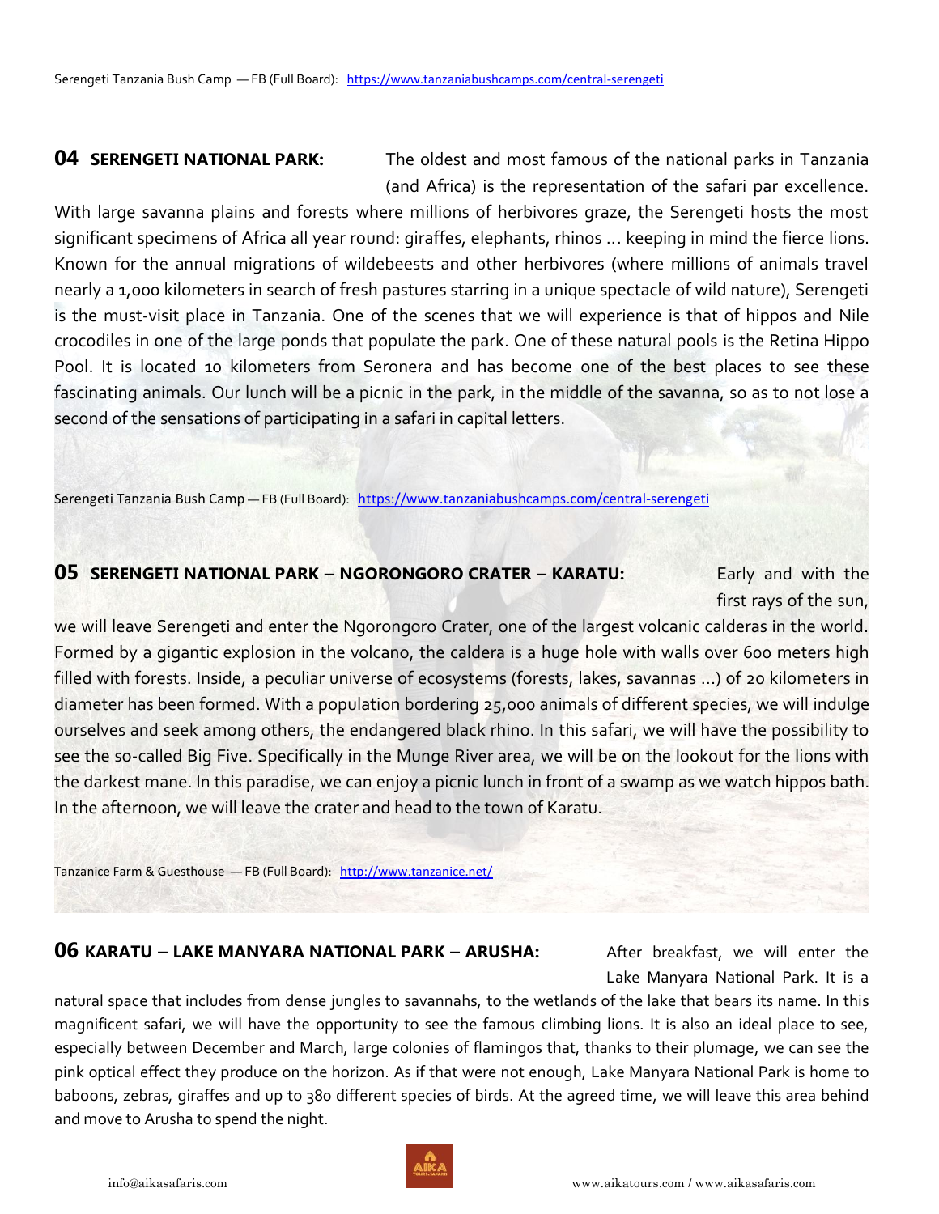Serengeti Tanzania Bush Camp — FB (Full Board): https://www.tanzaniabushcamps.com/central-serengeti

## 04 SERENGETI NATIONAL PARK:

The oldest and most famous of the national parks in Tanzania (and Africa) is the representation of the safari par excellence. With large savanna plains and forests where millions of herbivores graze, the Serengeti hosts the most significant specimens of Africa all year round: giraffes, elephants, rhinos ... keeping in mind the fierce lions. Known for the annual migrations of wildebeests and other herbivores (where millions of animals travel nearly a 1,000 kilometers in search of fresh pastures starring in a unique spectacle of wild nature), Serengeti is the must-visit place in Tanzania. One of the scenes that we will experience is that of hippos and Nile crocodiles in one of the large ponds that populate the park. One of these natural pools is the Retina Hippo Pool. It is located 10 kilometers from Seronera and has become one of the best places to see these fascinating animals. Our lunch will be a picnic in the park, in the middle of the savanna, so as to not lose a second of the sensations of participating in a safari in capital letters.

Serengeti Tanzania Bush Camp — FB (Full Board): https://www.tanzaniabushcamps.com/central-serengeti

## 05 SERENGETI NATIONAL PARK – NGORONGORO CRATER – KARATU:

Early and with the first rays of the sun, we will leave Serengeti and enter the Ngorongoro Crater, one of the largest volcanic calderas in the world. Formed by a gigantic explosion in the volcano, the caldera is a huge hole with walls over 600 meters high filled with forests. Inside, a peculiar universe of ecosystems (forests, lakes, savannas ...) of 20 kilometers in diameter has been formed. With a population bordering 25,000 animals of different species, we will indulge ourselves and seek among others, the endangered black rhino. In this safari, we will have the possibility to see the so-called Big Five. Specifically in the Munge River area, we will be on the lookout for the lions with the darkest mane. In this paradise, we can enjoy a picnic lunch in front of a swamp as we watch hippos bath. In the afternoon, we will leave the crater and head to the town of Karatu.

Tanzanice Farm & Guesthouse — FB (Full Board): http://www.tanzanice.net/

## 06 KARATU – LAKE MANYARA NATIONAL PARK – ARUSHA:

After breakfast, we will enter the Lake Manyara National Park. It is a natural space that includes from dense jungles to savannahs, to the wetlands of the lake that bears its name. In this magnificent safari, we will have the opportunity to see the famous climbing lions. It is also an ideal place to see, especially between December and March, large colonies of flamingos that, thanks to their plumage, we can see the pink optical effect they produce on the horizon. As if that were not enough, Lake Manyara National Park is home to baboons, zebras, giraffes and up to 380 different species of birds. At the agreed time, we will leave this area behind and move to Arusha to spend the night.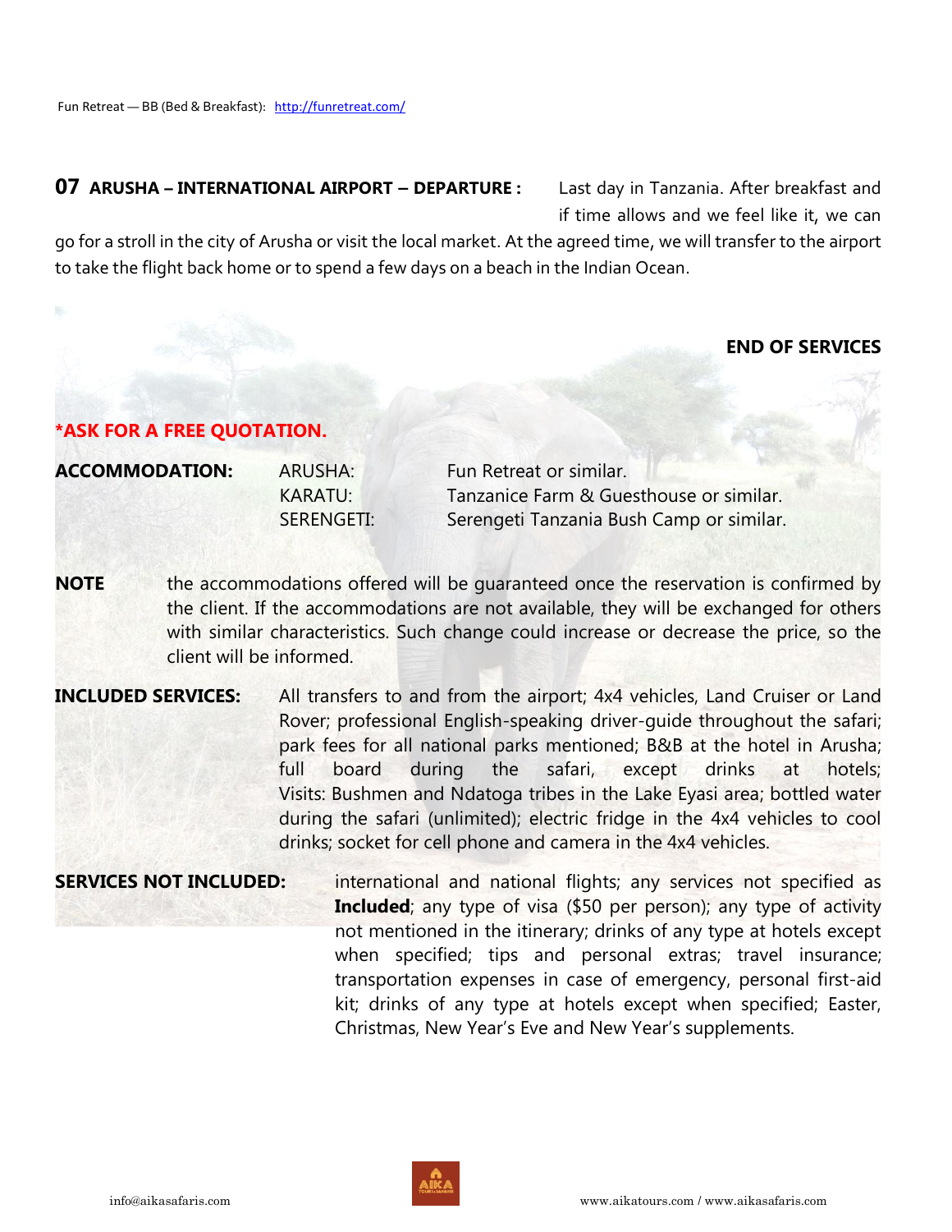Fun Retreat — BB (Bed & Breakfast): http://funretreat.com/

**07 ARUSHA – INTERNATIONAL AIRPORT – DEPARTURE :** Last day in Tanzania. After breakfast and if time allows and we feel like it, we can go for a stroll in the city of Arusha or visit the local market. At the agreed time, we will transfer to the airport to take the flight back home or to spend a few days on a beach in the Indian Ocean.

**END OF SERVICES**

**\*ASK FOR A FREE QUOTATION.**

| | | |
|---|---|---|
| **ACCOMMODATION:** | ARUSHA: | Fun Retreat or similar. |
| | KARATU: | Tanzanice Farm & Guesthouse or similar. |
| | SERENGETI: | Serengeti Tanzania Bush Camp or similar. |

**NOTE** the accommodations offered will be guaranteed once the reservation is confirmed by the client. If the accommodations are not available, they will be exchanged for others with similar characteristics. Such change could increase or decrease the price, so the client will be informed.

**INCLUDED SERVICES:** All transfers to and from the airport; 4x4 vehicles, Land Cruiser or Land Rover; professional English-speaking driver-guide throughout the safari; park fees for all national parks mentioned; B&B at the hotel in Arusha; full board during the safari, except drinks at hotels; Visits: Bushmen and Ndatoga tribes in the Lake Eyasi area; bottled water during the safari (unlimited); electric fridge in the 4x4 vehicles to cool drinks; socket for cell phone and camera in the 4x4 vehicles.

**SERVICES NOT INCLUDED:** international and national flights; any services not specified as **Included**; any type of visa ($50 per person); any type of activity not mentioned in the itinerary; drinks of any type at hotels except when specified; tips and personal extras; travel insurance; transportation expenses in case of emergency, personal first-aid kit; drinks of any type at hotels except when specified; Easter, Christmas, New Year's Eve and New Year's supplements.